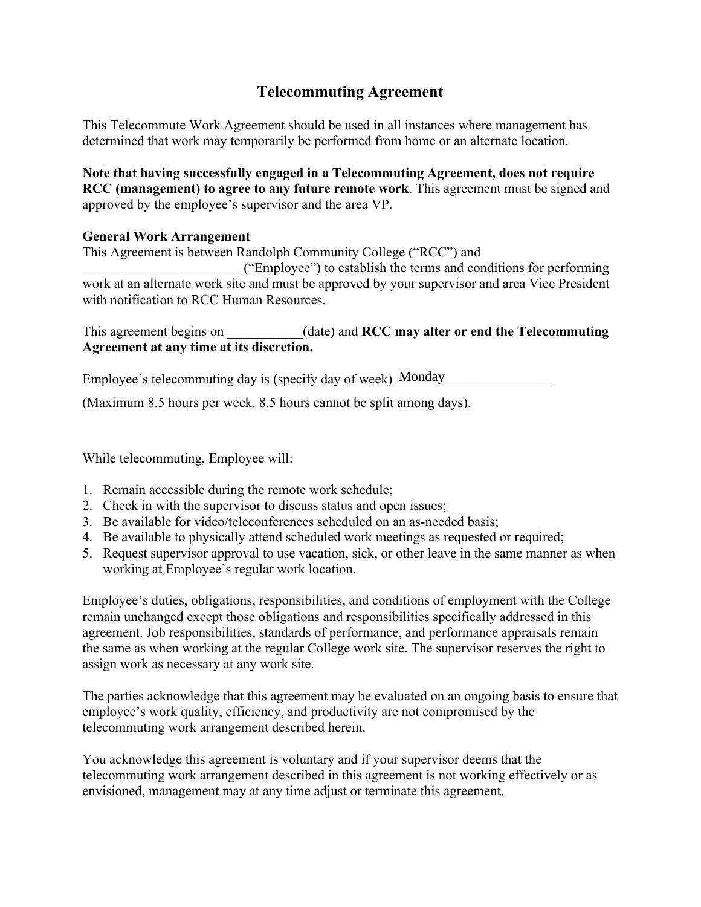# Telecommuting Agreement

This Telecommute Work Agreement should be used in all instances where management has determined that work may temporarily be performed from home or an alternate location.

**Note that having successfully engaged in a Telecommuting Agreement, does not require RCC (management) to agree to any future remote work**. This agreement must be signed and approved by the employee's supervisor and the area VP.

**General Work Arrangement**

This Agreement is between Randolph Community College ("RCC") and _______________________ ("Employee") to establish the terms and conditions for performing work at an alternate work site and must be approved by your supervisor and area Vice President with notification to RCC Human Resources.

This agreement begins on ___________(date) and **RCC may alter or end the Telecommuting Agreement at any time at its discretion.**

Employee's telecommuting day is (specify day of week) Monday

(Maximum 8.5 hours per week. 8.5 hours cannot be split among days).

While telecommuting, Employee will:

1. Remain accessible during the remote work schedule;
2. Check in with the supervisor to discuss status and open issues;
3. Be available for video/teleconferences scheduled on an as-needed basis;
4. Be available to physically attend scheduled work meetings as requested or required;
5. Request supervisor approval to use vacation, sick, or other leave in the same manner as when working at Employee's regular work location.

Employee's duties, obligations, responsibilities, and conditions of employment with the College remain unchanged except those obligations and responsibilities specifically addressed in this agreement. Job responsibilities, standards of performance, and performance appraisals remain the same as when working at the regular College work site. The supervisor reserves the right to assign work as necessary at any work site.

The parties acknowledge that this agreement may be evaluated on an ongoing basis to ensure that employee's work quality, efficiency, and productivity are not compromised by the telecommuting work arrangement described herein.

You acknowledge this agreement is voluntary and if your supervisor deems that the telecommuting work arrangement described in this agreement is not working effectively or as envisioned, management may at any time adjust or terminate this agreement.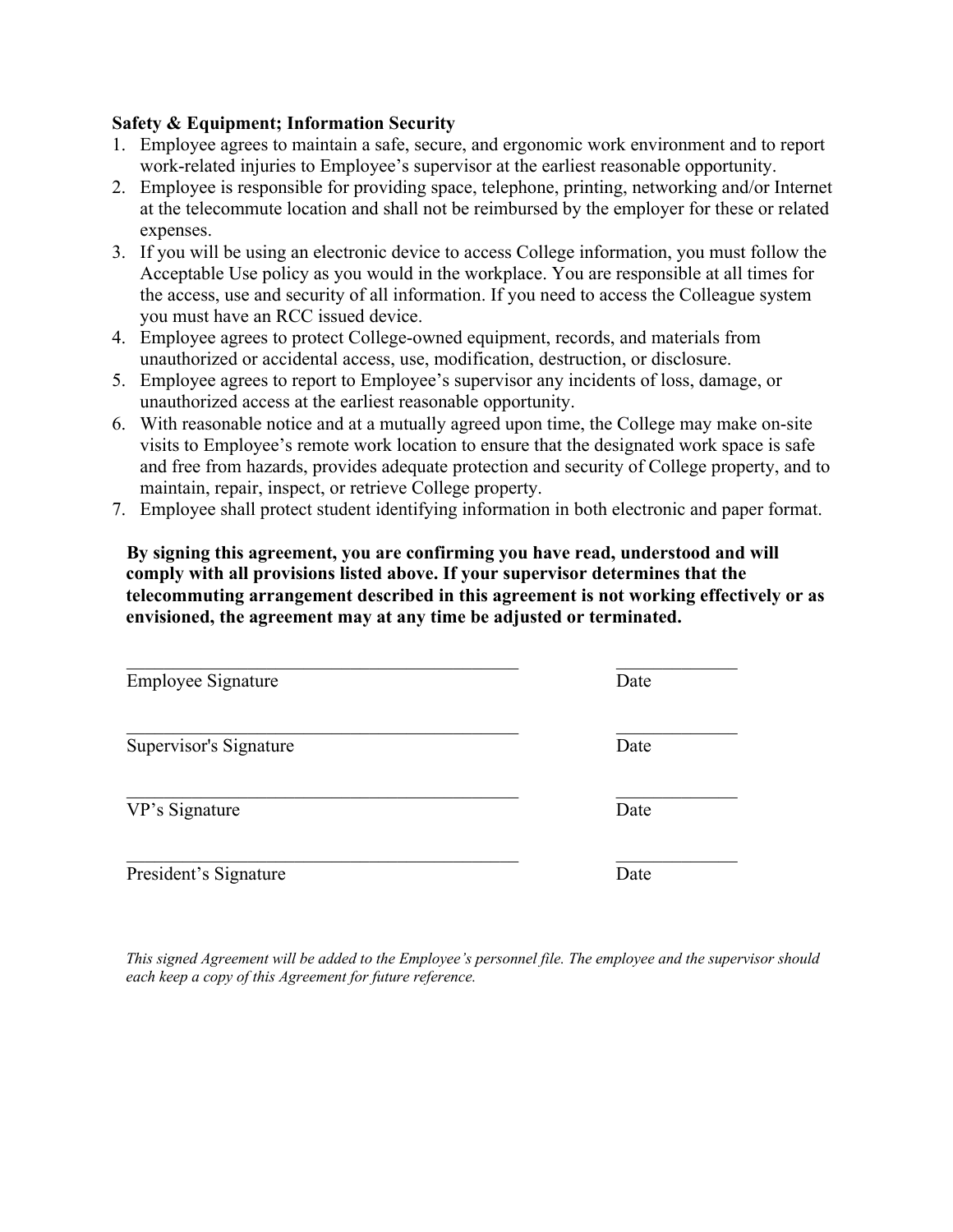**Safety & Equipment; Information Security**

1. Employee agrees to maintain a safe, secure, and ergonomic work environment and to report work-related injuries to Employee's supervisor at the earliest reasonable opportunity.
2. Employee is responsible for providing space, telephone, printing, networking and/or Internet at the telecommute location and shall not be reimbursed by the employer for these or related expenses.
3. If you will be using an electronic device to access College information, you must follow the Acceptable Use policy as you would in the workplace. You are responsible at all times for the access, use and security of all information. If you need to access the Colleague system you must have an RCC issued device.
4. Employee agrees to protect College-owned equipment, records, and materials from unauthorized or accidental access, use, modification, destruction, or disclosure.
5. Employee agrees to report to Employee's supervisor any incidents of loss, damage, or unauthorized access at the earliest reasonable opportunity.
6. With reasonable notice and at a mutually agreed upon time, the College may make on-site visits to Employee's remote work location to ensure that the designated work space is safe and free from hazards, provides adequate protection and security of College property, and to maintain, repair, inspect, or retrieve College property.
7. Employee shall protect student identifying information in both electronic and paper format.

**By signing this agreement, you are confirming you have read, understood and will comply with all provisions listed above. If your supervisor determines that the telecommuting arrangement described in this agreement is not working effectively or as envisioned, the agreement may at any time be adjusted or terminated.**

___________________________________________ _____________
Employee Signature Date

___________________________________________ _____________
Supervisor's Signature Date

___________________________________________ _____________
VP's Signature Date

___________________________________________ _____________
President's Signature Date

*This signed Agreement will be added to the Employee's personnel file. The employee and the supervisor should each keep a copy of this Agreement for future reference.*